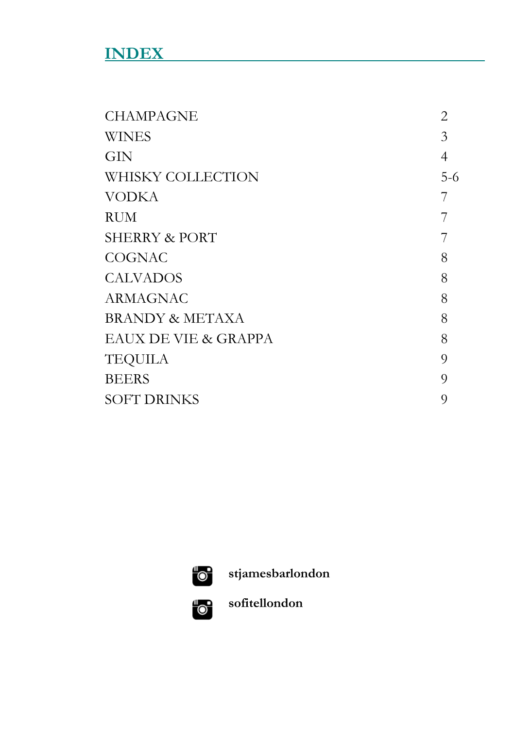# INDEX

| | |
|---|---|
| CHAMPAGNE | 2 |
| WINES | 3 |
| GIN | 4 |
| WHISKY COLLECTION | 5-6 |
| VODKA | 7 |
| RUM | 7 |
| SHERRY & PORT | 7 |
| COGNAC | 8 |
| CALVADOS | 8 |
| ARMAGNAC | 8 |
| BRANDY & METAXA | 8 |
| EAUX DE VIE & GRAPPA | 8 |
| TEQUILA | 9 |
| BEERS | 9 |
| SOFT DRINKS | 9 |

**stjamesbarlondon**

**sofitellondon**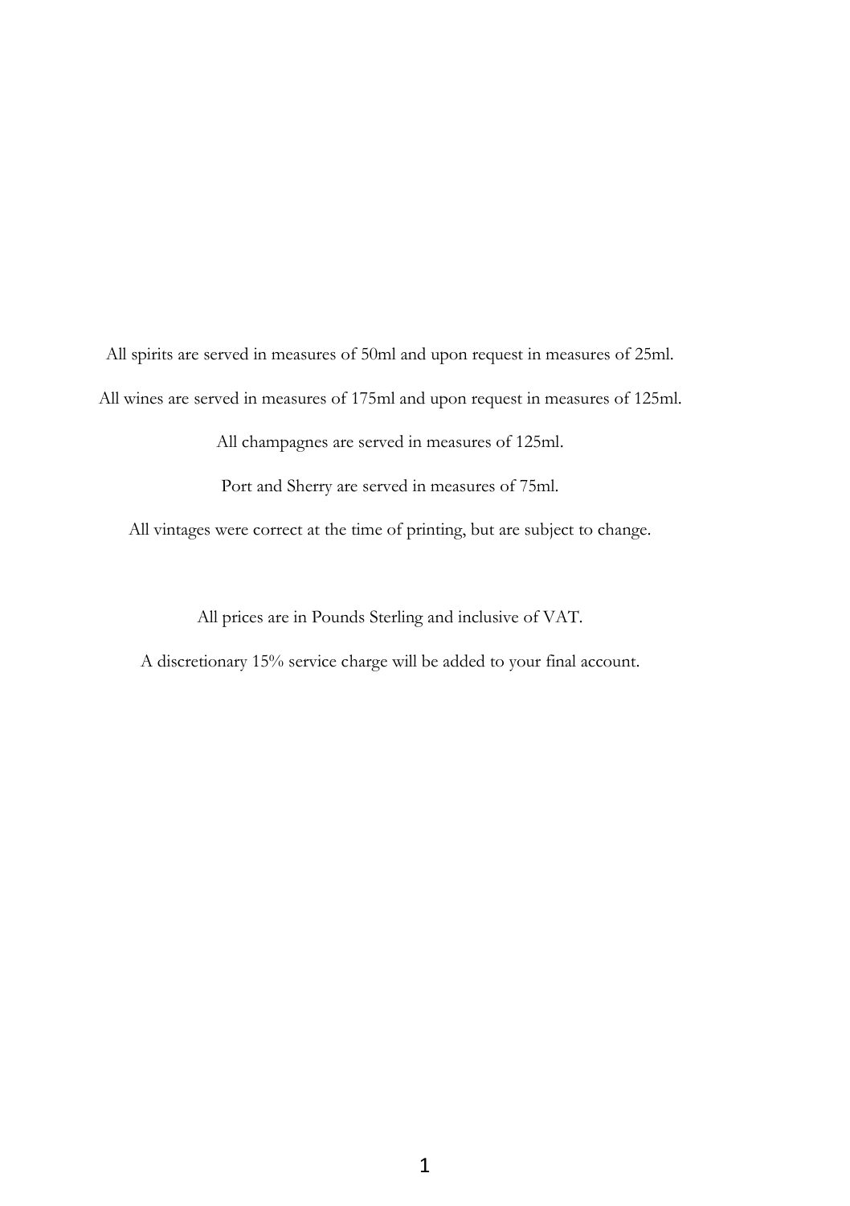All spirits are served in measures of 50ml and upon request in measures of 25ml.

All wines are served in measures of 175ml and upon request in measures of 125ml.

All champagnes are served in measures of 125ml.

Port and Sherry are served in measures of 75ml.

All vintages were correct at the time of printing, but are subject to change.

All prices are in Pounds Sterling and inclusive of VAT.

A discretionary 15% service charge will be added to your final account.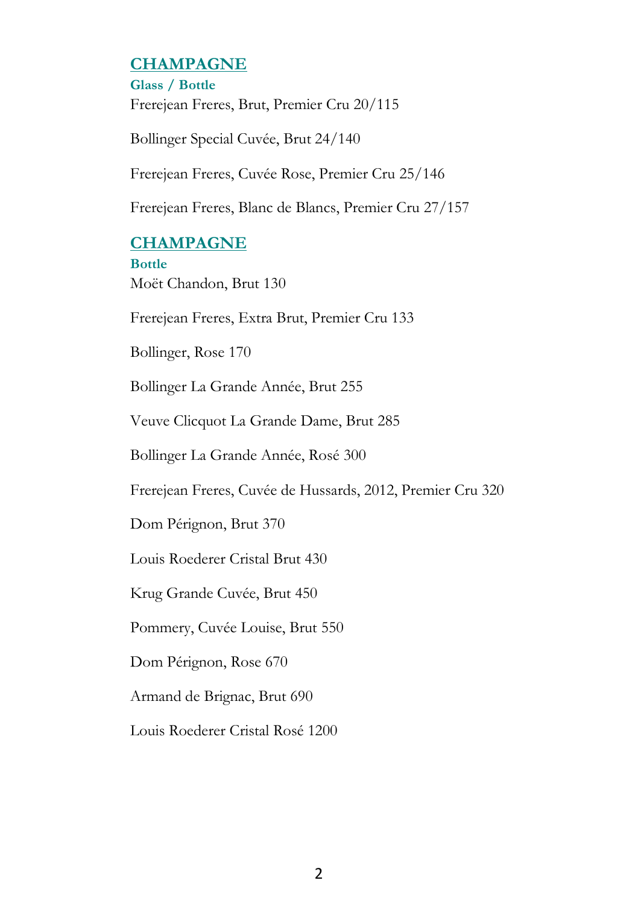## CHAMPAGNE

### Glass / Bottle

Frerejean Freres, Brut, Premier Cru 20/115

Bollinger Special Cuvée, Brut 24/140

Frerejean Freres, Cuvée Rose, Premier Cru 25/146

Frerejean Freres, Blanc de Blancs, Premier Cru 27/157

## CHAMPAGNE

### Bottle

Moët Chandon, Brut 130

Frerejean Freres, Extra Brut, Premier Cru 133

Bollinger, Rose 170

Bollinger La Grande Année, Brut 255

Veuve Clicquot La Grande Dame, Brut 285

Bollinger La Grande Année, Rosé 300

Frerejean Freres, Cuvée de Hussards, 2012, Premier Cru 320

Dom Pérignon, Brut 370

Louis Roederer Cristal Brut 430

Krug Grande Cuvée, Brut 450

Pommery, Cuvée Louise, Brut 550

Dom Pérignon, Rose 670

Armand de Brignac, Brut 690

Louis Roederer Cristal Rosé 1200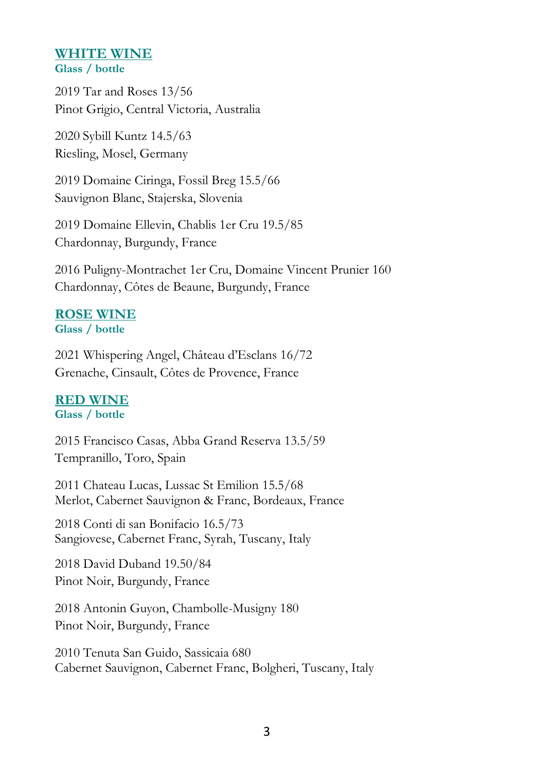## WHITE WINE

**Glass / bottle**

2019 Tar and Roses 13/56
Pinot Grigio, Central Victoria, Australia

2020 Sybill Kuntz 14.5/63
Riesling, Mosel, Germany

2019 Domaine Ciringa, Fossil Breg 15.5/66
Sauvignon Blanc, Stajerska, Slovenia

2019 Domaine Ellevin, Chablis 1er Cru 19.5/85
Chardonnay, Burgundy, France

2016 Puligny-Montrachet 1er Cru, Domaine Vincent Prunier 160
Chardonnay, Côtes de Beaune, Burgundy, France

## ROSE WINE

**Glass / bottle**

2021 Whispering Angel, Château d'Esclans 16/72
Grenache, Cinsault, Côtes de Provence, France

## RED WINE

**Glass / bottle**

2015 Francisco Casas, Abba Grand Reserva 13.5/59
Tempranillo, Toro, Spain

2011 Chateau Lucas, Lussac St Emilion 15.5/68
Merlot, Cabernet Sauvignon & Franc, Bordeaux, France

2018 Conti di san Bonifacio 16.5/73
Sangiovese, Cabernet Franc, Syrah, Tuscany, Italy

2018 David Duband 19.50/84
Pinot Noir, Burgundy, France

2018 Antonin Guyon, Chambolle-Musigny 180
Pinot Noir, Burgundy, France

2010 Tenuta San Guido, Sassicaia 680
Cabernet Sauvignon, Cabernet Franc, Bolgheri, Tuscany, Italy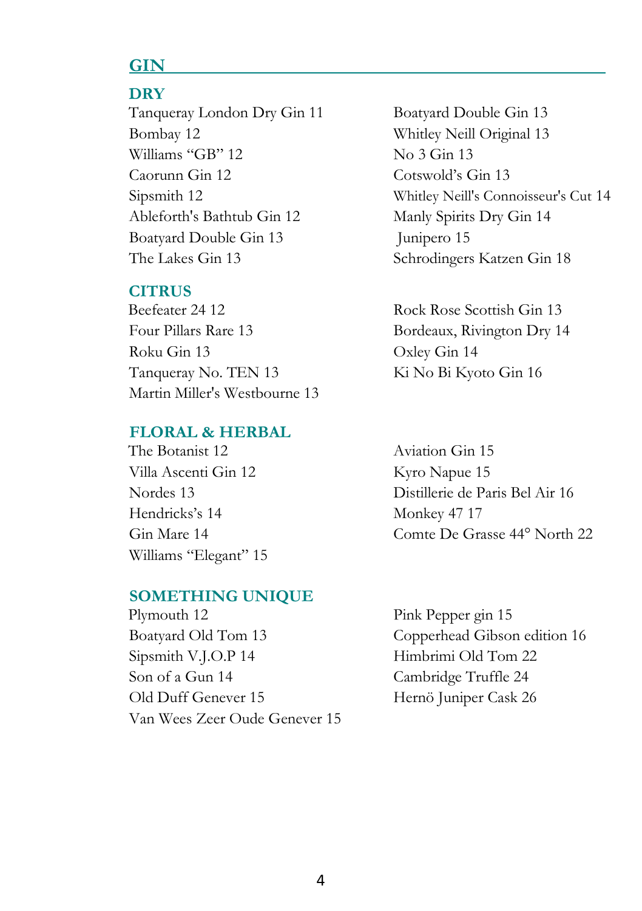# GIN

## DRY

Tanqueray London Dry Gin 11
Bombay 12
Williams “GB” 12
Caorunn Gin 12
Sipsmith 12
Ableforth's Bathtub Gin 12
Boatyard Double Gin 13
The Lakes Gin 13
Boatyard Double Gin 13
Whitley Neill Original 13
No 3 Gin 13
Cotswold’s Gin 13
Whitley Neill's Connoisseur's Cut 14
Manly Spirits Dry Gin 14
Junipero 15
Schrodingers Katzen Gin 18

## CITRUS

Beefeater 24 12
Four Pillars Rare 13
Roku Gin 13
Tanqueray No. TEN 13
Martin Miller's Westbourne 13
Rock Rose Scottish Gin 13
Bordeaux, Rivington Dry 14
Oxley Gin 14
Ki No Bi Kyoto Gin 16

## FLORAL & HERBAL

The Botanist 12
Villa Ascenti Gin 12
Nordes 13
Hendricks’s 14
Gin Mare 14
Williams “Elegant” 15
Aviation Gin 15
Kyro Napue 15
Distillerie de Paris Bel Air 16
Monkey 47 17
Comte De Grasse 44° North 22

## SOMETHING UNIQUE

Plymouth 12
Boatyard Old Tom 13
Sipsmith V.J.O.P 14
Son of a Gun 14
Old Duff Genever 15
Van Wees Zeer Oude Genever 15
Pink Pepper gin 15
Copperhead Gibson edition 16
Himbrimi Old Tom 22
Cambridge Truffle 24
Hernö Juniper Cask 26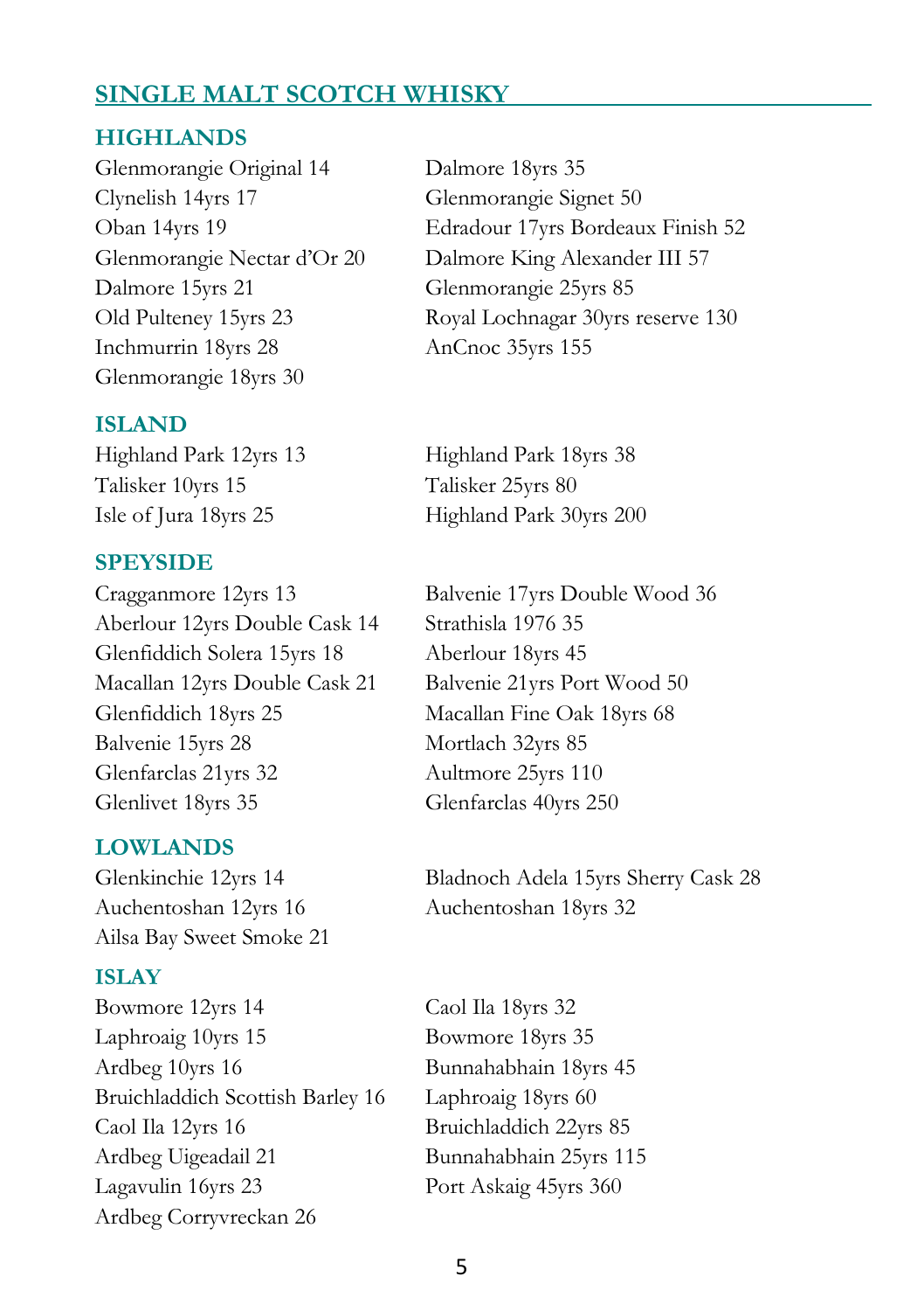## SINGLE MALT SCOTCH WHISKY

### HIGHLANDS

Glenmorangie Original 14
Clynelish 14yrs 17
Oban 14yrs 19
Glenmorangie Nectar d'Or 20
Dalmore 15yrs 21
Old Pulteney 15yrs 23
Inchmurrin 18yrs 28
Glenmorangie 18yrs 30
Dalmore 18yrs 35
Glenmorangie Signet 50
Edradour 17yrs Bordeaux Finish 52
Dalmore King Alexander III 57
Glenmorangie 25yrs 85
Royal Lochnagar 30yrs reserve 130
AnCnoc 35yrs 155

### ISLAND

Highland Park 12yrs 13
Talisker 10yrs 15
Isle of Jura 18yrs 25
Highland Park 18yrs 38
Talisker 25yrs 80
Highland Park 30yrs 200

### SPEYSIDE

Cragganmore 12yrs 13
Aberlour 12yrs Double Cask 14
Glenfiddich Solera 15yrs 18
Macallan 12yrs Double Cask 21
Glenfiddich 18yrs 25
Balvenie 15yrs 28
Glenfarclas 21yrs 32
Glenlivet 18yrs 35
Balvenie 17yrs Double Wood 36
Strathisla 1976 35
Aberlour 18yrs 45
Balvenie 21yrs Port Wood 50
Macallan Fine Oak 18yrs 68
Mortlach 32yrs 85
Aultmore 25yrs 110
Glenfarclas 40yrs 250

### LOWLANDS

Glenkinchie 12yrs 14
Auchentoshan 12yrs 16
Ailsa Bay Sweet Smoke 21
Bladnoch Adela 15yrs Sherry Cask 28
Auchentoshan 18yrs 32

### ISLAY

Bowmore 12yrs 14
Laphroaig 10yrs 15
Ardbeg 10yrs 16
Bruichladdich Scottish Barley 16
Caol Ila 12yrs 16
Ardbeg Uigeadail 21
Lagavulin 16yrs 23
Ardbeg Corryvreckan 26
Caol Ila 18yrs 32
Bowmore 18yrs 35
Bunnahabhain 18yrs 45
Laphroaig 18yrs 60
Bruichladdich 22yrs 85
Bunnahabhain 25yrs 115
Port Askaig 45yrs 360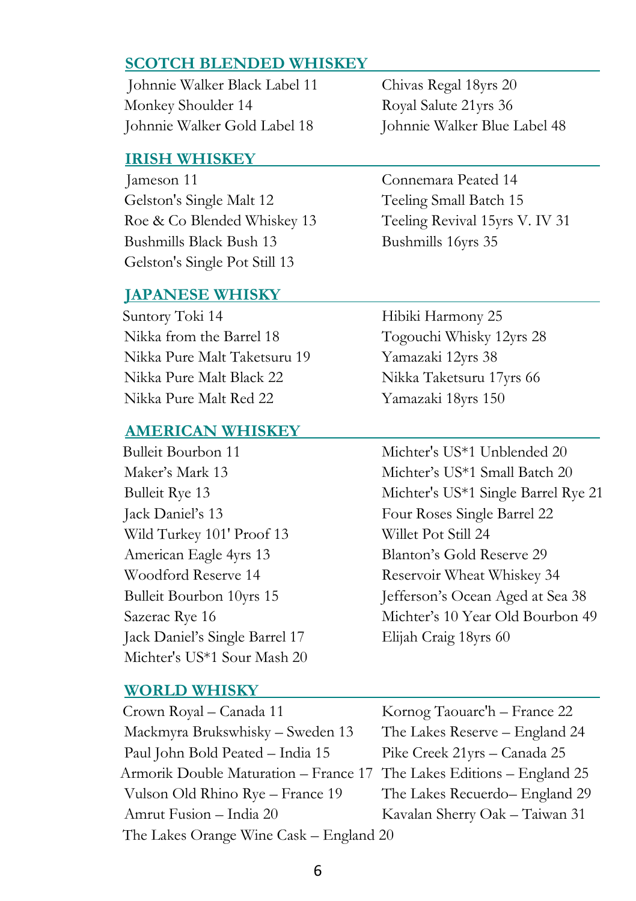## SCOTCH BLENDED WHISKEY

Johnnie Walker Black Label 11
Monkey Shoulder 14
Johnnie Walker Gold Label 18
Chivas Regal 18yrs 20
Royal Salute 21yrs 36
Johnnie Walker Blue Label 48

## IRISH WHISKEY

Jameson 11
Gelston's Single Malt 12
Roe & Co Blended Whiskey 13
Bushmills Black Bush 13
Gelston's Single Pot Still 13
Connemara Peated 14
Teeling Small Batch 15
Teeling Revival 15yrs V. IV 31
Bushmills 16yrs 35

## JAPANESE WHISKY

Suntory Toki 14
Nikka from the Barrel 18
Nikka Pure Malt Taketsuru 19
Nikka Pure Malt Black 22
Nikka Pure Malt Red 22
Hibiki Harmony 25
Togouchi Whisky 12yrs 28
Yamazaki 12yrs 38
Nikka Taketsuru 17yrs 66
Yamazaki 18yrs 150

## AMERICAN WHISKEY

Bulleit Bourbon 11
Maker's Mark 13
Bulleit Rye 13
Jack Daniel's 13
Wild Turkey 101' Proof 13
American Eagle 4yrs 13
Woodford Reserve 14
Bulleit Bourbon 10yrs 15
Sazerac Rye 16
Jack Daniel's Single Barrel 17
Michter's US*1 Sour Mash 20
Michter's US*1 Unblended 20
Michter's US*1 Small Batch 20
Michter's US*1 Single Barrel Rye 21
Four Roses Single Barrel 22
Willet Pot Still 24
Blanton's Gold Reserve 29
Reservoir Wheat Whiskey 34
Jefferson's Ocean Aged at Sea 38
Michter's 10 Year Old Bourbon 49
Elijah Craig 18yrs 60

## WORLD WHISKY

Crown Royal – Canada 11
Mackmyra Brukswhisky – Sweden 13
Paul John Bold Peated – India 15
Armorik Double Maturation – France 17
Vulson Old Rhino Rye – France 19
Amrut Fusion – India 20
Kornog Taouarc'h – France 22
The Lakes Reserve – England 24
Pike Creek 21yrs – Canada 25
The Lakes Editions – England 25
The Lakes Recuerdo– England 29
Kavalan Sherry Oak – Taiwan 31
The Lakes Orange Wine Cask – England 20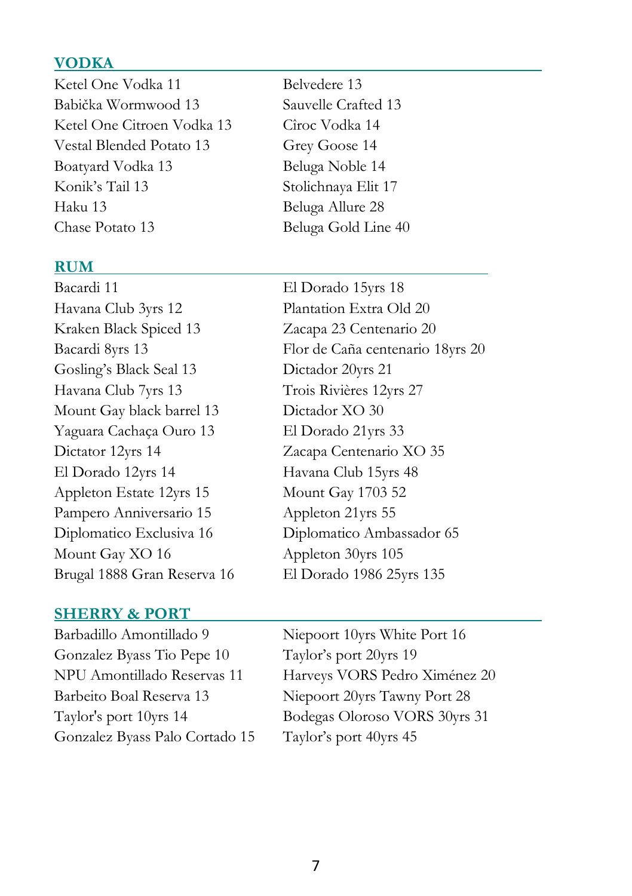## VODKA

Ketel One Vodka 11
Babička Wormwood 13
Ketel One Citroen Vodka 13
Vestal Blended Potato 13
Boatyard Vodka 13
Konik's Tail 13
Haku 13
Chase Potato 13
Belvedere 13
Sauvelle Crafted 13
Cîroc Vodka 14
Grey Goose 14
Beluga Noble 14
Stolichnaya Elit 17
Beluga Allure 28
Beluga Gold Line 40

## RUM

Bacardi 11
Havana Club 3yrs 12
Kraken Black Spiced 13
Bacardi 8yrs 13
Gosling's Black Seal 13
Havana Club 7yrs 13
Mount Gay black barrel 13
Yaguara Cachaça Ouro 13
Dictator 12yrs 14
El Dorado 12yrs 14
Appleton Estate 12yrs 15
Pampero Anniversario 15
Diplomatico Exclusiva 16
Mount Gay XO 16
Brugal 1888 Gran Reserva 16
El Dorado 15yrs 18
Plantation Extra Old 20
Zacapa 23 Centenario 20
Flor de Caña centenario 18yrs 20
Dictador 20yrs 21
Trois Rivières 12yrs 27
Dictador XO 30
El Dorado 21yrs 33
Zacapa Centenario XO 35
Havana Club 15yrs 48
Mount Gay 1703 52
Appleton 21yrs 55
Diplomatico Ambassador 65
Appleton 30yrs 105
El Dorado 1986 25yrs 135

## SHERRY & PORT

Barbadillo Amontillado 9
Gonzalez Byass Tio Pepe 10
NPU Amontillado Reservas 11
Barbeito Boal Reserva 13
Taylor's port 10yrs 14
Gonzalez Byass Palo Cortado 15
Niepoort 10yrs White Port 16
Taylor's port 20yrs 19
Harveys VORS Pedro Ximénez 20
Niepoort 20yrs Tawny Port 28
Bodegas Oloroso VORS 30yrs 31
Taylor's port 40yrs 45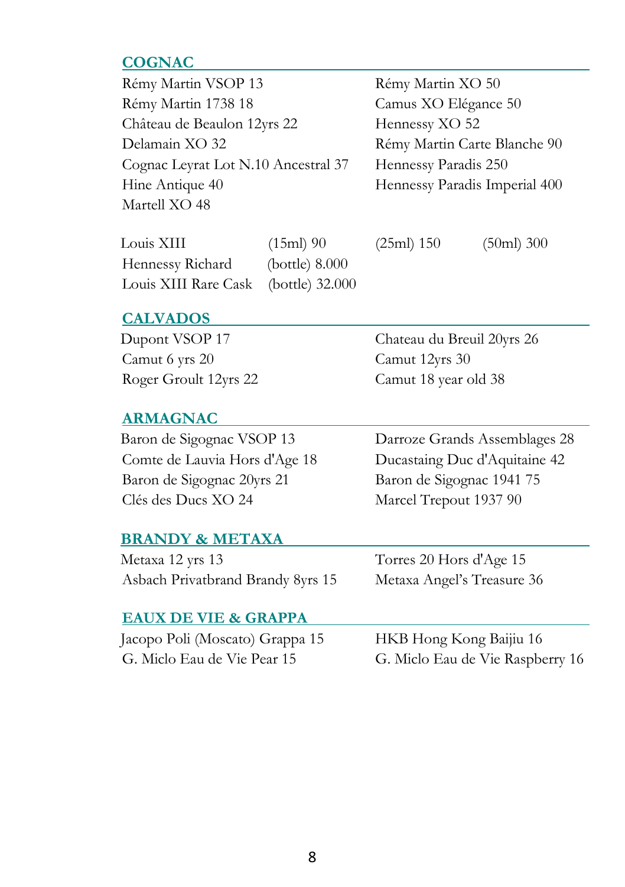## COGNAC

Rémy Martin VSOP 13
Rémy Martin 1738 18
Château de Beaulon 12yrs 22
Delamain XO 32
Cognac Leyrat Lot N.10 Ancestral 37
Hine Antique 40
Martell XO 48

Rémy Martin XO 50
Camus XO Elégance 50
Hennessy XO 52
Rémy Martin Carte Blanche 90
Hennessy Paradis 250
Hennessy Paradis Imperial 400

| | | | |
|---|---|---|---|
| Louis XIII | (15ml) 90 | (25ml) 150 | (50ml) 300 |
| Hennessy Richard | (bottle) 8.000 | | |
| Louis XIII Rare Cask | (bottle) 32.000 | | |

## CALVADOS

Dupont VSOP 17
Camut 6 yrs 20
Roger Groult 12yrs 22

Chateau du Breuil 20yrs 26
Camut 12yrs 30
Camut 18 year old 38

## ARMAGNAC

Baron de Sigognac VSOP 13
Comte de Lauvia Hors d'Age 18
Baron de Sigognac 20yrs 21
Clés des Ducs XO 24

Darroze Grands Assemblages 28
Ducastaing Duc d'Aquitaine 42
Baron de Sigognac 1941 75
Marcel Trepout 1937 90

## BRANDY & METAXA

Metaxa 12 yrs 13
Asbach Privatbrand Brandy 8yrs 15

Torres 20 Hors d'Age 15
Metaxa Angel's Treasure 36

## EAUX DE VIE & GRAPPA

Jacopo Poli (Moscato) Grappa 15
G. Miclo Eau de Vie Pear 15

HKB Hong Kong Baijiu 16
G. Miclo Eau de Vie Raspberry 16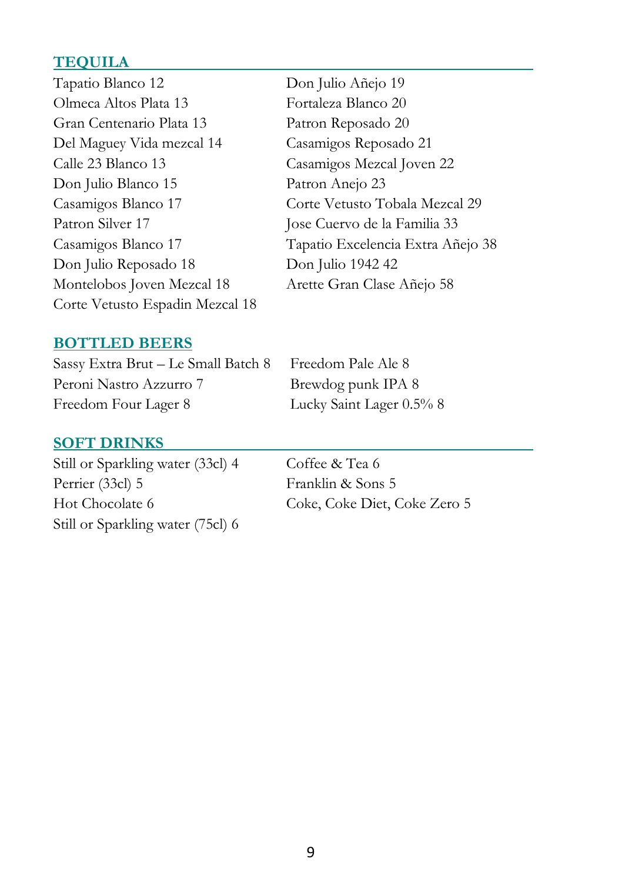## TEQUILA

Tapatio Blanco 12
Olmeca Altos Plata 13
Gran Centenario Plata 13
Del Maguey Vida mezcal 14
Calle 23 Blanco 13
Don Julio Blanco 15
Casamigos Blanco 17
Patron Silver 17
Casamigos Blanco 17
Don Julio Reposado 18
Montelobos Joven Mezcal 18
Corte Vetusto Espadin Mezcal 18
Don Julio Añejo 19
Fortaleza Blanco 20
Patron Reposado 20
Casamigos Reposado 21
Casamigos Mezcal Joven 22
Patron Anejo 23
Corte Vetusto Tobala Mezcal 29
Jose Cuervo de la Familia 33
Tapatio Excelencia Extra Añejo 38
Don Julio 1942 42
Arette Gran Clase Añejo 58

## BOTTLED BEERS

Sassy Extra Brut – Le Small Batch 8
Peroni Nastro Azzurro 7
Freedom Four Lager 8
Freedom Pale Ale 8
Brewdog punk IPA 8
Lucky Saint Lager 0.5% 8

## SOFT DRINKS

Still or Sparkling water (33cl) 4
Perrier (33cl) 5
Hot Chocolate 6
Still or Sparkling water (75cl) 6
Coffee & Tea 6
Franklin & Sons 5
Coke, Coke Diet, Coke Zero 5